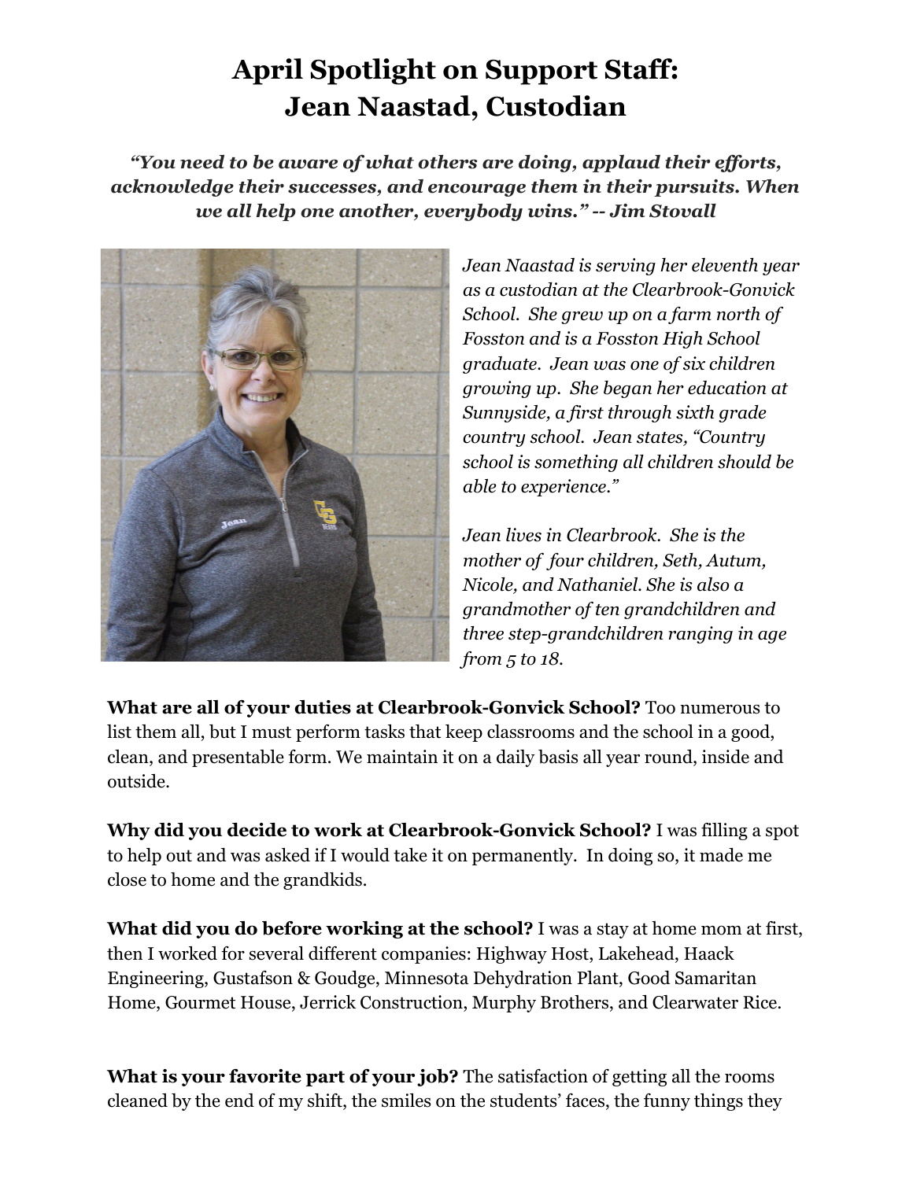# April Spotlight on Support Staff: Jean Naastad, Custodian

***"You need to be aware of what others are doing, applaud their efforts, acknowledge their successes, and encourage them in their pursuits. When we all help one another, everybody wins." -- Jim Stovall***

*Jean Naastad is serving her eleventh year as a custodian at the Clearbrook-Gonvick School. She grew up on a farm north of Fosston and is a Fosston High School graduate. Jean was one of six children growing up. She began her education at Sunnyside, a first through sixth grade country school. Jean states, "Country school is something all children should be able to experience."*

*Jean lives in Clearbrook. She is the mother of four children, Seth, Autum, Nicole, and Nathaniel. She is also a grandmother of ten grandchildren and three step-grandchildren ranging in age from 5 to 18.*

**What are all of your duties at Clearbrook-Gonvick School?** Too numerous to list them all, but I must perform tasks that keep classrooms and the school in a good, clean, and presentable form. We maintain it on a daily basis all year round, inside and outside.

**Why did you decide to work at Clearbrook-Gonvick School?** I was filling a spot to help out and was asked if I would take it on permanently. In doing so, it made me close to home and the grandkids.

**What did you do before working at the school?** I was a stay at home mom at first, then I worked for several different companies: Highway Host, Lakehead, Haack Engineering, Gustafson & Goudge, Minnesota Dehydration Plant, Good Samaritan Home, Gourmet House, Jerrick Construction, Murphy Brothers, and Clearwater Rice.

**What is your favorite part of your job?** The satisfaction of getting all the rooms cleaned by the end of my shift, the smiles on the students' faces, the funny things they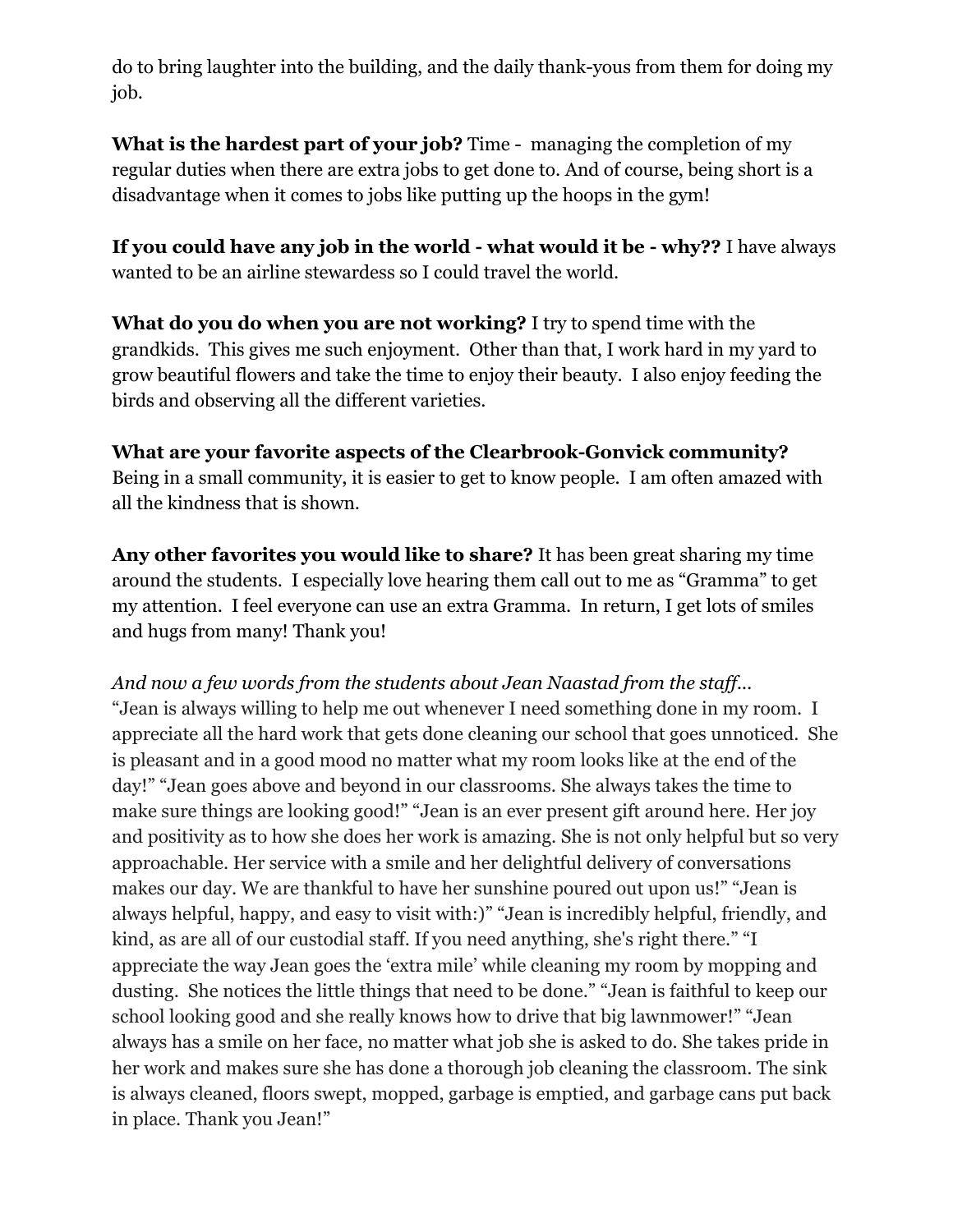do to bring laughter into the building, and the daily thank-yous from them for doing my job.

**What is the hardest part of your job?** Time - managing the completion of my regular duties when there are extra jobs to get done to. And of course, being short is a disadvantage when it comes to jobs like putting up the hoops in the gym!

**If you could have any job in the world - what would it be - why??** I have always wanted to be an airline stewardess so I could travel the world.

**What do you do when you are not working?** I try to spend time with the grandkids. This gives me such enjoyment. Other than that, I work hard in my yard to grow beautiful flowers and take the time to enjoy their beauty. I also enjoy feeding the birds and observing all the different varieties.

**What are your favorite aspects of the Clearbrook-Gonvick community?** Being in a small community, it is easier to get to know people. I am often amazed with all the kindness that is shown.

**Any other favorites you would like to share?** It has been great sharing my time around the students. I especially love hearing them call out to me as "Gramma" to get my attention. I feel everyone can use an extra Gramma. In return, I get lots of smiles and hugs from many! Thank you!

*And now a few words from the students about Jean Naastad from the staff...*
"Jean is always willing to help me out whenever I need something done in my room. I appreciate all the hard work that gets done cleaning our school that goes unnoticed. She is pleasant and in a good mood no matter what my room looks like at the end of the day!" "Jean goes above and beyond in our classrooms. She always takes the time to make sure things are looking good!" "Jean is an ever present gift around here. Her joy and positivity as to how she does her work is amazing. She is not only helpful but so very approachable. Her service with a smile and her delightful delivery of conversations makes our day. We are thankful to have her sunshine poured out upon us!" "Jean is always helpful, happy, and easy to visit with:)" "Jean is incredibly helpful, friendly, and kind, as are all of our custodial staff. If you need anything, she's right there." "I appreciate the way Jean goes the 'extra mile' while cleaning my room by mopping and dusting. She notices the little things that need to be done." "Jean is faithful to keep our school looking good and she really knows how to drive that big lawnmower!" "Jean always has a smile on her face, no matter what job she is asked to do. She takes pride in her work and makes sure she has done a thorough job cleaning the classroom. The sink is always cleaned, floors swept, mopped, garbage is emptied, and garbage cans put back in place. Thank you Jean!"